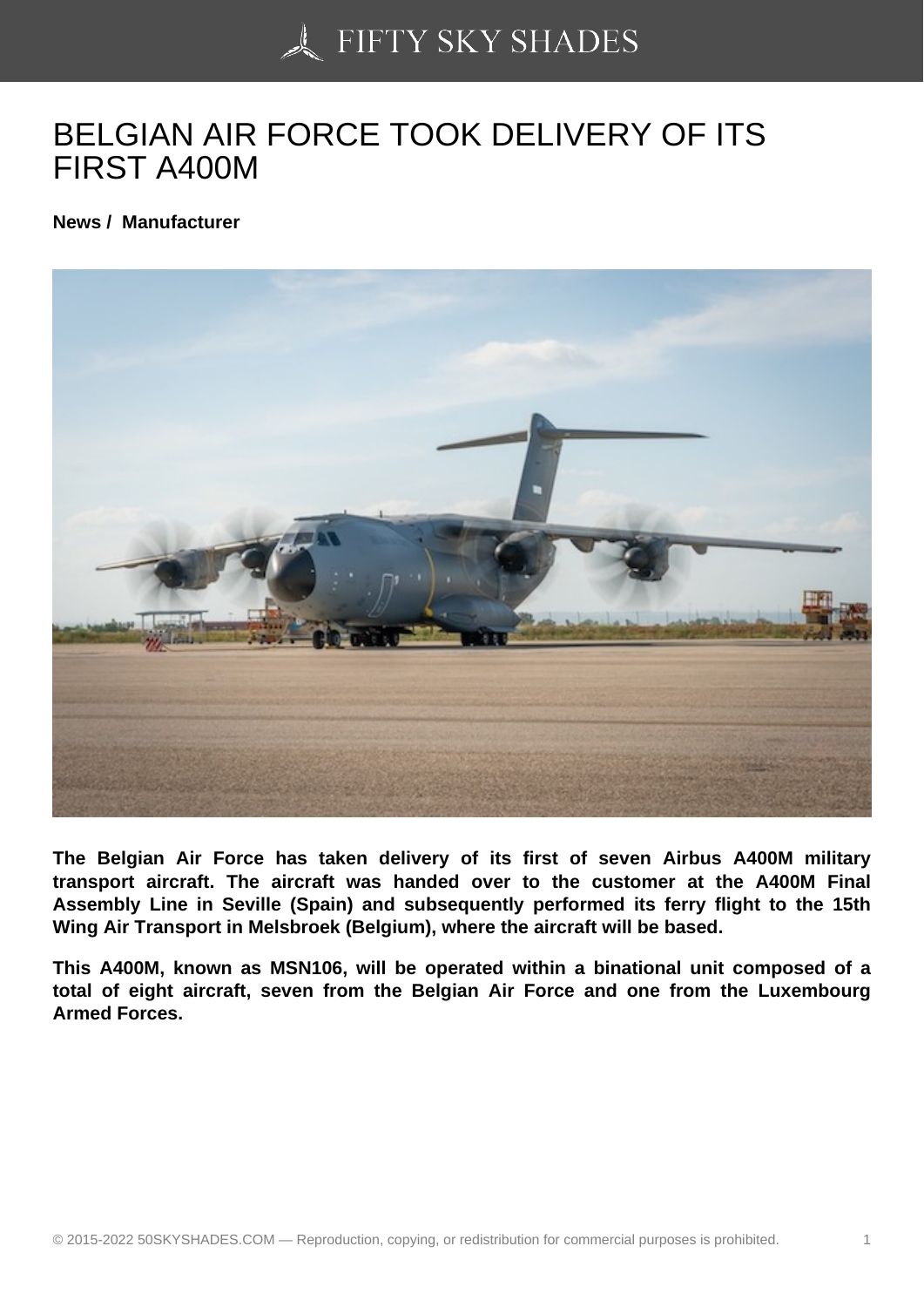# BELGIAN AIR FORCE TOOK DELIVERY OF ITS FIRST A400M

**News / Manufacturer**

**The Belgian Air Force has taken delivery of its first of seven Airbus A400M military transport aircraft. The aircraft was handed over to the customer at the A400M Final Assembly Line in Seville (Spain) and subsequently performed its ferry flight to the 15th Wing Air Transport in Melsbroek (Belgium), where the aircraft will be based.**

**This A400M, known as MSN106, will be operated within a binational unit composed of a total of eight aircraft, seven from the Belgian Air Force and one from the Luxembourg Armed Forces.**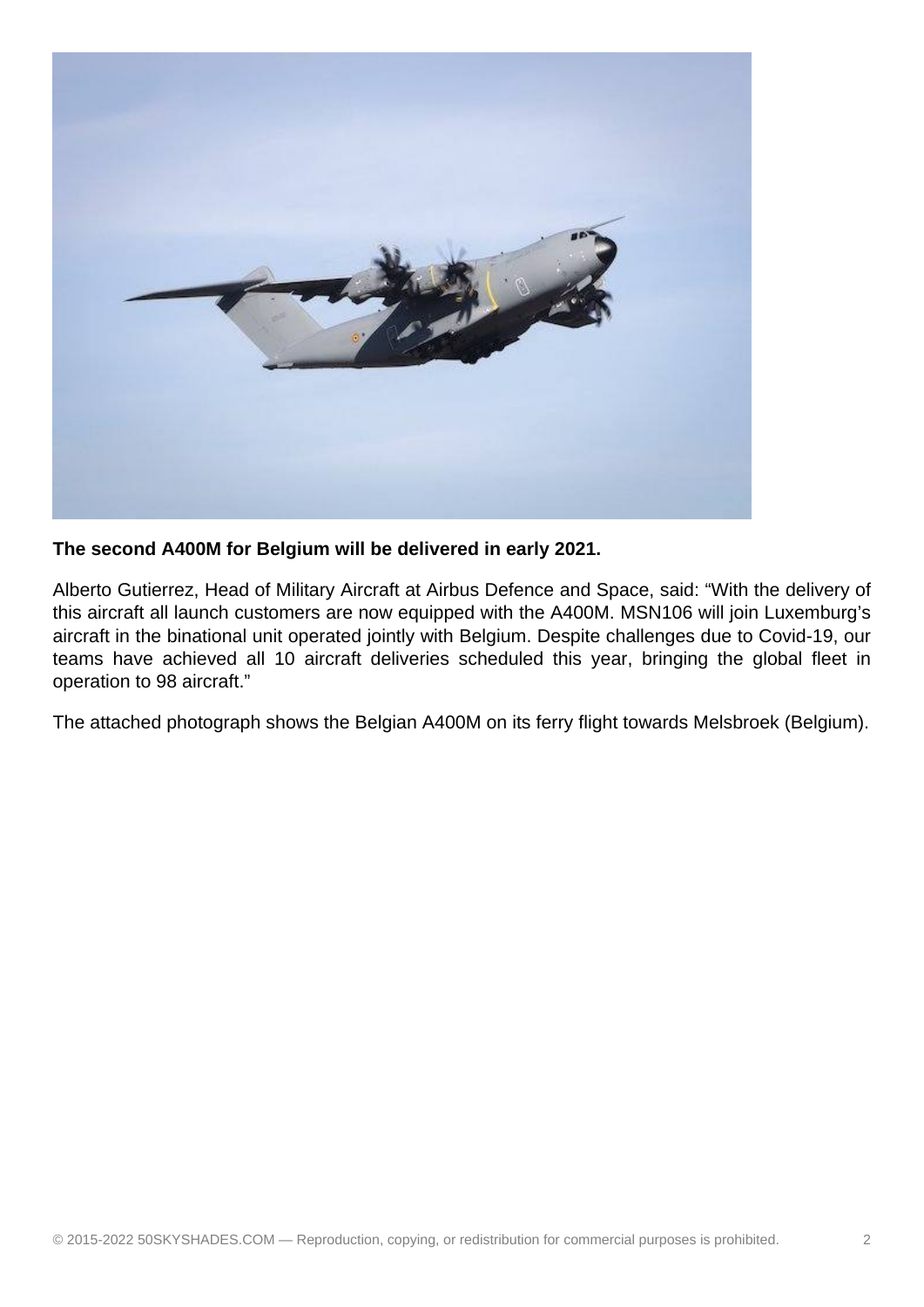**The second A400M for Belgium will be delivered in early 2021.**

Alberto Gutierrez, Head of Military Aircraft at Airbus Defence and Space, said: “With the delivery of this aircraft all launch customers are now equipped with the A400M. MSN106 will join Luxemburg’s aircraft in the binational unit operated jointly with Belgium. Despite challenges due to Covid-19, our teams have achieved all 10 aircraft deliveries scheduled this year, bringing the global fleet in operation to 98 aircraft.”

The attached photograph shows the Belgian A400M on its ferry flight towards Melsbroek (Belgium).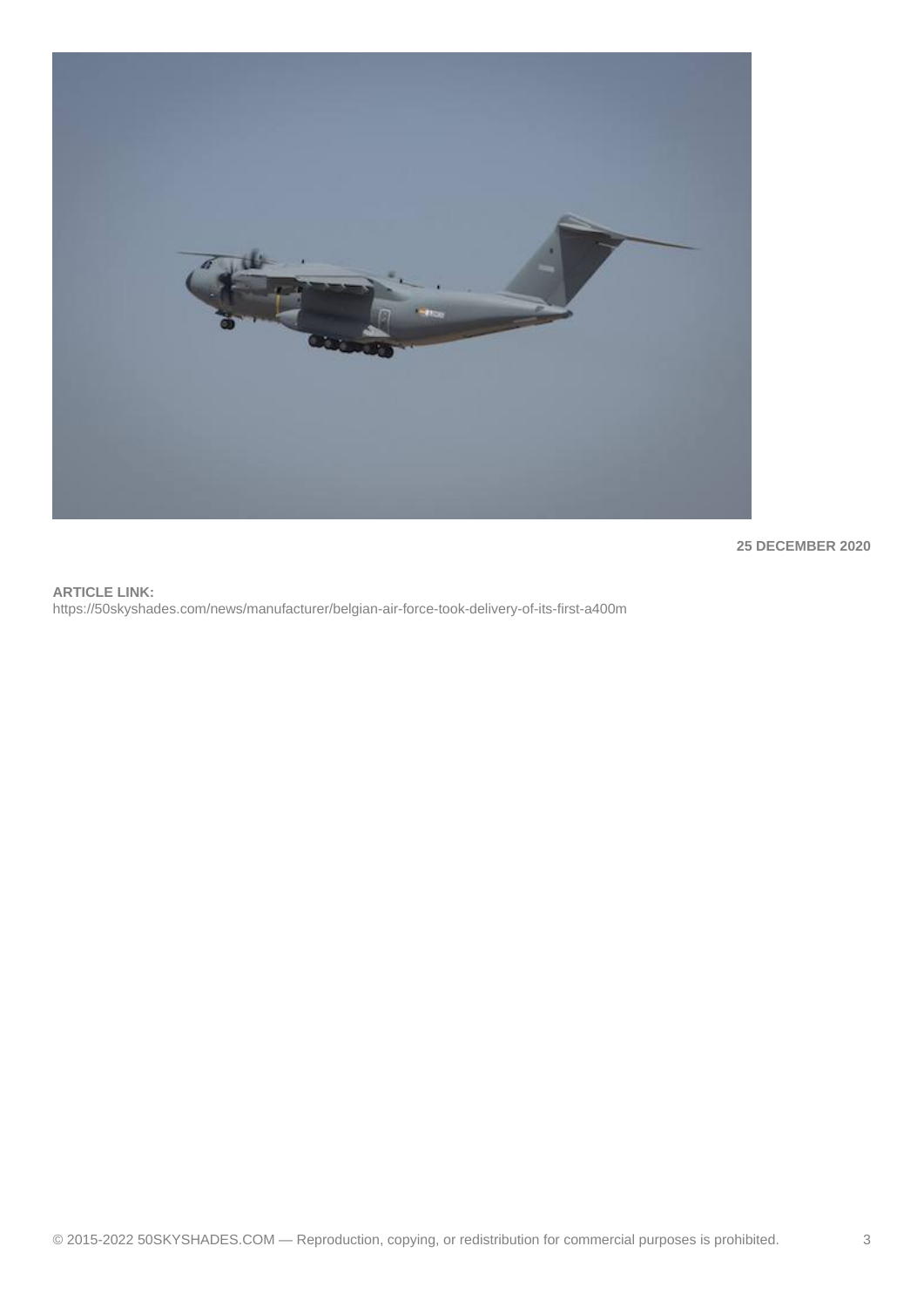**25 DECEMBER 2020**

**ARTICLE LINK:**
https://50skyshades.com/news/manufacturer/belgian-air-force-took-delivery-of-its-first-a400m